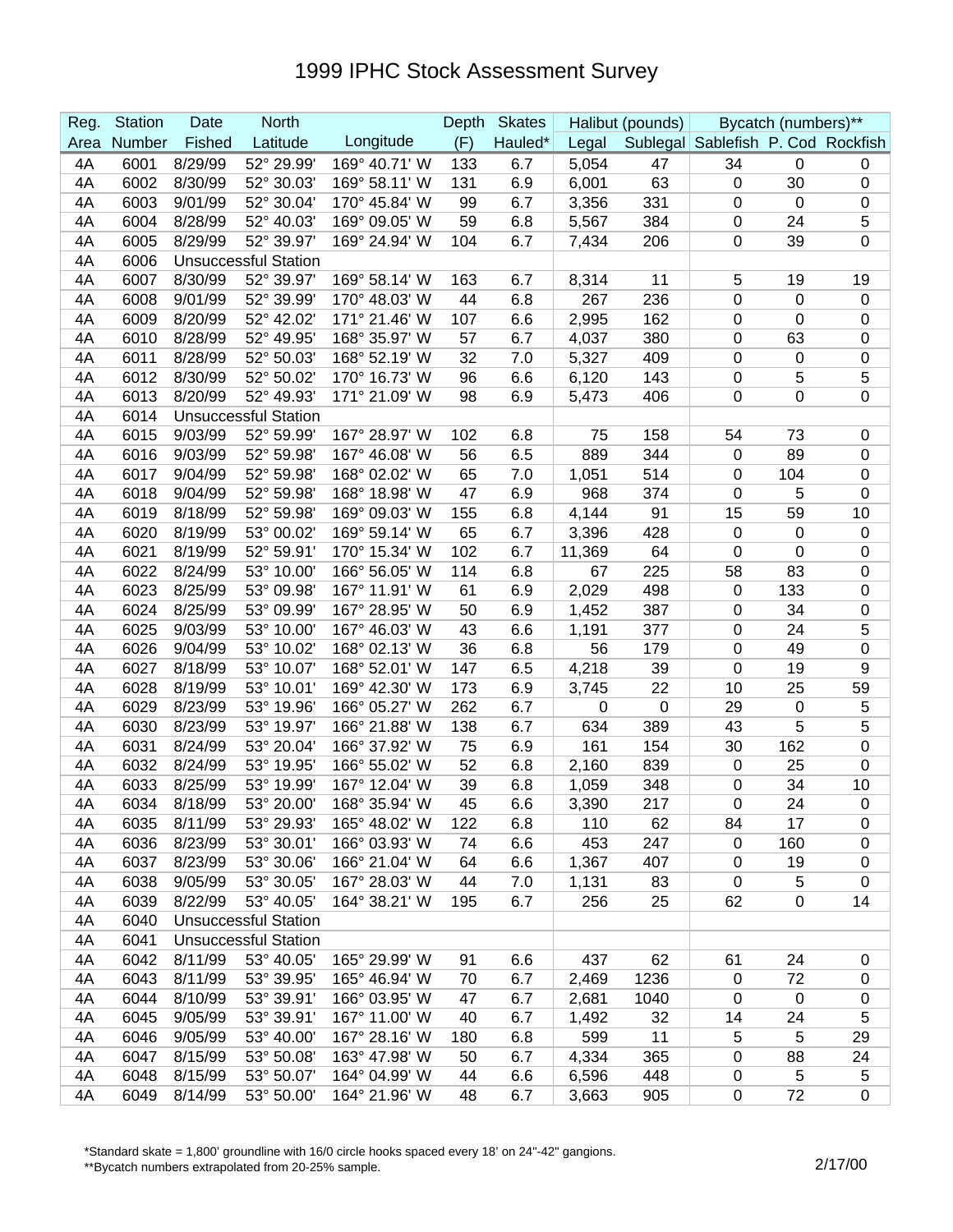# 1999 IPHC Stock Assessment Survey

| Reg. Area | Station Number | Date Fished | North Latitude | Longitude | Depth (F) | Skates Hauled* | Halibut (pounds) Legal | Sublegal | Bycatch (numbers)** Sablefish | P. Cod | Rockfish |
|---|---|---|---|---|---|---|---|---|---|---|---|
| 4A | 6001 | 8/29/99 | 52° 29.99' | 169° 40.71' W | 133 | 6.7 | 5,054 | 47 | 34 | 0 | 0 |
| 4A | 6002 | 8/30/99 | 52° 30.03' | 169° 58.11' W | 131 | 6.9 | 6,001 | 63 | 0 | 30 | 0 |
| 4A | 6003 | 9/01/99 | 52° 30.04' | 170° 45.84' W | 99 | 6.7 | 3,356 | 331 | 0 | 0 | 0 |
| 4A | 6004 | 8/28/99 | 52° 40.03' | 169° 09.05' W | 59 | 6.8 | 5,567 | 384 | 0 | 24 | 5 |
| 4A | 6005 | 8/29/99 | 52° 39.97' | 169° 24.94' W | 104 | 6.7 | 7,434 | 206 | 0 | 39 | 0 |
| 4A | 6006 | Unsuccessful Station | | | | | | | | | |
| 4A | 6007 | 8/30/99 | 52° 39.97' | 169° 58.14' W | 163 | 6.7 | 8,314 | 11 | 5 | 19 | 19 |
| 4A | 6008 | 9/01/99 | 52° 39.99' | 170° 48.03' W | 44 | 6.8 | 267 | 236 | 0 | 0 | 0 |
| 4A | 6009 | 8/20/99 | 52° 42.02' | 171° 21.46' W | 107 | 6.6 | 2,995 | 162 | 0 | 0 | 0 |
| 4A | 6010 | 8/28/99 | 52° 49.95' | 168° 35.97' W | 57 | 6.7 | 4,037 | 380 | 0 | 63 | 0 |
| 4A | 6011 | 8/28/99 | 52° 50.03' | 168° 52.19' W | 32 | 7.0 | 5,327 | 409 | 0 | 0 | 0 |
| 4A | 6012 | 8/30/99 | 52° 50.02' | 170° 16.73' W | 96 | 6.6 | 6,120 | 143 | 0 | 5 | 5 |
| 4A | 6013 | 8/20/99 | 52° 49.93' | 171° 21.09' W | 98 | 6.9 | 5,473 | 406 | 0 | 0 | 0 |
| 4A | 6014 | Unsuccessful Station | | | | | | | | | |
| 4A | 6015 | 9/03/99 | 52° 59.99' | 167° 28.97' W | 102 | 6.8 | 75 | 158 | 54 | 73 | 0 |
| 4A | 6016 | 9/03/99 | 52° 59.98' | 167° 46.08' W | 56 | 6.5 | 889 | 344 | 0 | 89 | 0 |
| 4A | 6017 | 9/04/99 | 52° 59.98' | 168° 02.02' W | 65 | 7.0 | 1,051 | 514 | 0 | 104 | 0 |
| 4A | 6018 | 9/04/99 | 52° 59.98' | 168° 18.98' W | 47 | 6.9 | 968 | 374 | 0 | 5 | 0 |
| 4A | 6019 | 8/18/99 | 52° 59.98' | 169° 09.03' W | 155 | 6.8 | 4,144 | 91 | 15 | 59 | 10 |
| 4A | 6020 | 8/19/99 | 53° 00.02' | 169° 59.14' W | 65 | 6.7 | 3,396 | 428 | 0 | 0 | 0 |
| 4A | 6021 | 8/19/99 | 52° 59.91' | 170° 15.34' W | 102 | 6.7 | 11,369 | 64 | 0 | 0 | 0 |
| 4A | 6022 | 8/24/99 | 53° 10.00' | 166° 56.05' W | 114 | 6.8 | 67 | 225 | 58 | 83 | 0 |
| 4A | 6023 | 8/25/99 | 53° 09.98' | 167° 11.91' W | 61 | 6.9 | 2,029 | 498 | 0 | 133 | 0 |
| 4A | 6024 | 8/25/99 | 53° 09.99' | 167° 28.95' W | 50 | 6.9 | 1,452 | 387 | 0 | 34 | 0 |
| 4A | 6025 | 9/03/99 | 53° 10.00' | 167° 46.03' W | 43 | 6.6 | 1,191 | 377 | 0 | 24 | 5 |
| 4A | 6026 | 9/04/99 | 53° 10.02' | 168° 02.13' W | 36 | 6.8 | 56 | 179 | 0 | 49 | 0 |
| 4A | 6027 | 8/18/99 | 53° 10.07' | 168° 52.01' W | 147 | 6.5 | 4,218 | 39 | 0 | 19 | 9 |
| 4A | 6028 | 8/19/99 | 53° 10.01' | 169° 42.30' W | 173 | 6.9 | 3,745 | 22 | 10 | 25 | 59 |
| 4A | 6029 | 8/23/99 | 53° 19.96' | 166° 05.27' W | 262 | 6.7 | 0 | 0 | 29 | 0 | 5 |
| 4A | 6030 | 8/23/99 | 53° 19.97' | 166° 21.88' W | 138 | 6.7 | 634 | 389 | 43 | 5 | 5 |
| 4A | 6031 | 8/24/99 | 53° 20.04' | 166° 37.92' W | 75 | 6.9 | 161 | 154 | 30 | 162 | 0 |
| 4A | 6032 | 8/24/99 | 53° 19.95' | 166° 55.02' W | 52 | 6.8 | 2,160 | 839 | 0 | 25 | 0 |
| 4A | 6033 | 8/25/99 | 53° 19.99' | 167° 12.04' W | 39 | 6.8 | 1,059 | 348 | 0 | 34 | 10 |
| 4A | 6034 | 8/18/99 | 53° 20.00' | 168° 35.94' W | 45 | 6.6 | 3,390 | 217 | 0 | 24 | 0 |
| 4A | 6035 | 8/11/99 | 53° 29.93' | 165° 48.02' W | 122 | 6.8 | 110 | 62 | 84 | 17 | 0 |
| 4A | 6036 | 8/23/99 | 53° 30.01' | 166° 03.93' W | 74 | 6.6 | 453 | 247 | 0 | 160 | 0 |
| 4A | 6037 | 8/23/99 | 53° 30.06' | 166° 21.04' W | 64 | 6.6 | 1,367 | 407 | 0 | 19 | 0 |
| 4A | 6038 | 9/05/99 | 53° 30.05' | 167° 28.03' W | 44 | 7.0 | 1,131 | 83 | 0 | 5 | 0 |
| 4A | 6039 | 8/22/99 | 53° 40.05' | 164° 38.21' W | 195 | 6.7 | 256 | 25 | 62 | 0 | 14 |
| 4A | 6040 | Unsuccessful Station | | | | | | | | | |
| 4A | 6041 | Unsuccessful Station | | | | | | | | | |
| 4A | 6042 | 8/11/99 | 53° 40.05' | 165° 29.99' W | 91 | 6.6 | 437 | 62 | 61 | 24 | 0 |
| 4A | 6043 | 8/11/99 | 53° 39.95' | 165° 46.94' W | 70 | 6.7 | 2,469 | 1236 | 0 | 72 | 0 |
| 4A | 6044 | 8/10/99 | 53° 39.91' | 166° 03.95' W | 47 | 6.7 | 2,681 | 1040 | 0 | 0 | 0 |
| 4A | 6045 | 9/05/99 | 53° 39.91' | 167° 11.00' W | 40 | 6.7 | 1,492 | 32 | 14 | 24 | 5 |
| 4A | 6046 | 9/05/99 | 53° 40.00' | 167° 28.16' W | 180 | 6.8 | 599 | 11 | 5 | 5 | 29 |
| 4A | 6047 | 8/15/99 | 53° 50.08' | 163° 47.98' W | 50 | 6.7 | 4,334 | 365 | 0 | 88 | 24 |
| 4A | 6048 | 8/15/99 | 53° 50.07' | 164° 04.99' W | 44 | 6.6 | 6,596 | 448 | 0 | 5 | 5 |
| 4A | 6049 | 8/14/99 | 53° 50.00' | 164° 21.96' W | 48 | 6.7 | 3,663 | 905 | 0 | 72 | 0 |

*Standard skate = 1,800' groundline with 16/0 circle hooks spaced every 18' on 24"-42" gangions.
**Bycatch numbers extrapolated from 20-25% sample.

2/17/00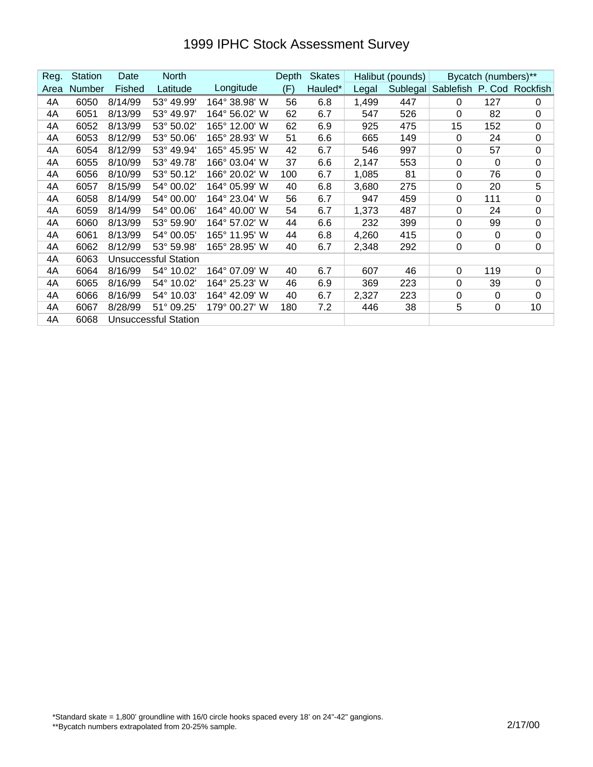# 1999 IPHC Stock Assessment Survey

| Reg. | Station | Date | North | | Depth | Skates | Halibut (pounds) | | Bycatch (numbers)** | | |
|---|---|---|---|---|---|---|---|---|---|---|---|
| Area | Number | Fished | Latitude | Longitude | (F) | Hauled* | Legal | Sublegal | Sablefish | P. Cod | Rockfish |
| 4A | 6050 | 8/14/99 | 53° 49.99' | 164° 38.98' W | 56 | 6.8 | 1,499 | 447 | 0 | 127 | 0 |
| 4A | 6051 | 8/13/99 | 53° 49.97' | 164° 56.02' W | 62 | 6.7 | 547 | 526 | 0 | 82 | 0 |
| 4A | 6052 | 8/13/99 | 53° 50.02' | 165° 12.00' W | 62 | 6.9 | 925 | 475 | 15 | 152 | 0 |
| 4A | 6053 | 8/12/99 | 53° 50.06' | 165° 28.93' W | 51 | 6.6 | 665 | 149 | 0 | 24 | 0 |
| 4A | 6054 | 8/12/99 | 53° 49.94' | 165° 45.95' W | 42 | 6.7 | 546 | 997 | 0 | 57 | 0 |
| 4A | 6055 | 8/10/99 | 53° 49.78' | 166° 03.04' W | 37 | 6.6 | 2,147 | 553 | 0 | 0 | 0 |
| 4A | 6056 | 8/10/99 | 53° 50.12' | 166° 20.02' W | 100 | 6.7 | 1,085 | 81 | 0 | 76 | 0 |
| 4A | 6057 | 8/15/99 | 54° 00.02' | 164° 05.99' W | 40 | 6.8 | 3,680 | 275 | 0 | 20 | 5 |
| 4A | 6058 | 8/14/99 | 54° 00.00' | 164° 23.04' W | 56 | 6.7 | 947 | 459 | 0 | 111 | 0 |
| 4A | 6059 | 8/14/99 | 54° 00.06' | 164° 40.00' W | 54 | 6.7 | 1,373 | 487 | 0 | 24 | 0 |
| 4A | 6060 | 8/13/99 | 53° 59.90' | 164° 57.02' W | 44 | 6.6 | 232 | 399 | 0 | 99 | 0 |
| 4A | 6061 | 8/13/99 | 54° 00.05' | 165° 11.95' W | 44 | 6.8 | 4,260 | 415 | 0 | 0 | 0 |
| 4A | 6062 | 8/12/99 | 53° 59.98' | 165° 28.95' W | 40 | 6.7 | 2,348 | 292 | 0 | 0 | 0 |
| 4A | 6063 | Unsuccessful Station | | | | | | | | | |
| 4A | 6064 | 8/16/99 | 54° 10.02' | 164° 07.09' W | 40 | 6.7 | 607 | 46 | 0 | 119 | 0 |
| 4A | 6065 | 8/16/99 | 54° 10.02' | 164° 25.23' W | 46 | 6.9 | 369 | 223 | 0 | 39 | 0 |
| 4A | 6066 | 8/16/99 | 54° 10.03' | 164° 42.09' W | 40 | 6.7 | 2,327 | 223 | 0 | 0 | 0 |
| 4A | 6067 | 8/28/99 | 51° 09.25' | 179° 00.27' W | 180 | 7.2 | 446 | 38 | 5 | 0 | 10 |
| 4A | 6068 | Unsuccessful Station | | | | | | | | | |

*Standard skate = 1,800' groundline with 16/0 circle hooks spaced every 18' on 24"-42" gangions.
**Bycatch numbers extrapolated from 20-25% sample.

2/17/00